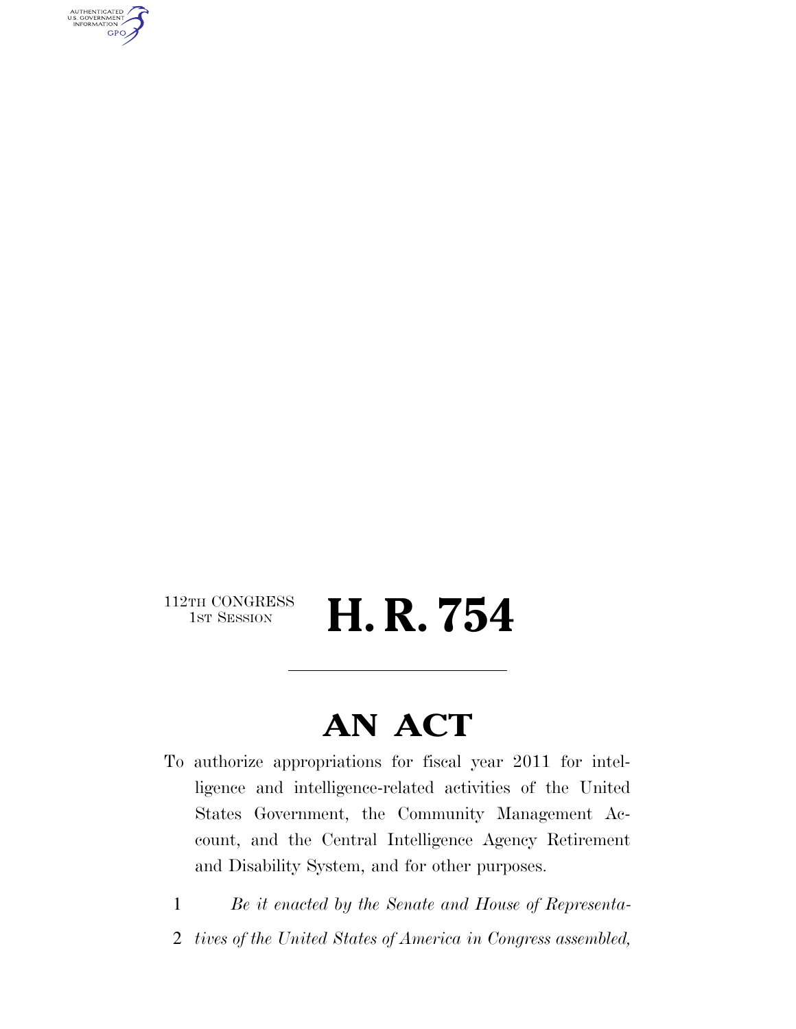112TH CONGRESS
1ST SESSION

# H. R. 754

## AN ACT

To authorize appropriations for fiscal year 2011 for intelligence and intelligence-related activities of the United States Government, the Community Management Account, and the Central Intelligence Agency Retirement and Disability System, and for other purposes.

1 *Be it enacted by the Senate and House of Representa-*
2 *tives of the United States of America in Congress assembled,*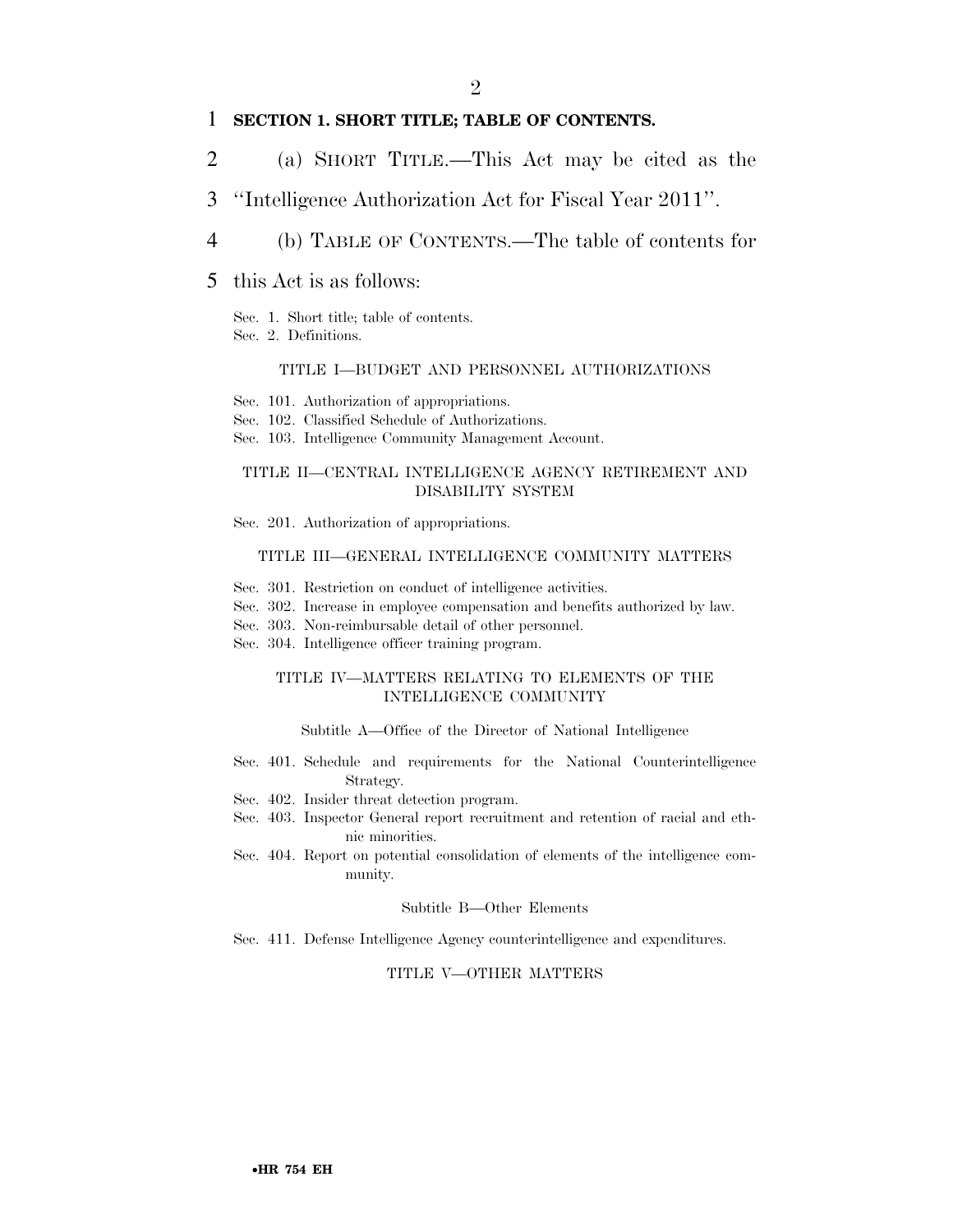**SECTION 1. SHORT TITLE; TABLE OF CONTENTS.**

(a) SHORT TITLE.—This Act may be cited as the "Intelligence Authorization Act for Fiscal Year 2011".

(b) TABLE OF CONTENTS.—The table of contents for this Act is as follows:

Sec. 1. Short title; table of contents.
Sec. 2. Definitions.

TITLE I—BUDGET AND PERSONNEL AUTHORIZATIONS

Sec. 101. Authorization of appropriations.
Sec. 102. Classified Schedule of Authorizations.
Sec. 103. Intelligence Community Management Account.

TITLE II—CENTRAL INTELLIGENCE AGENCY RETIREMENT AND DISABILITY SYSTEM

Sec. 201. Authorization of appropriations.

TITLE III—GENERAL INTELLIGENCE COMMUNITY MATTERS

Sec. 301. Restriction on conduct of intelligence activities.
Sec. 302. Increase in employee compensation and benefits authorized by law.
Sec. 303. Non-reimbursable detail of other personnel.
Sec. 304. Intelligence officer training program.

TITLE IV—MATTERS RELATING TO ELEMENTS OF THE INTELLIGENCE COMMUNITY

Subtitle A—Office of the Director of National Intelligence

Sec. 401. Schedule and requirements for the National Counterintelligence Strategy.
Sec. 402. Insider threat detection program.
Sec. 403. Inspector General report recruitment and retention of racial and ethnic minorities.
Sec. 404. Report on potential consolidation of elements of the intelligence community.

Subtitle B—Other Elements

Sec. 411. Defense Intelligence Agency counterintelligence and expenditures.

TITLE V—OTHER MATTERS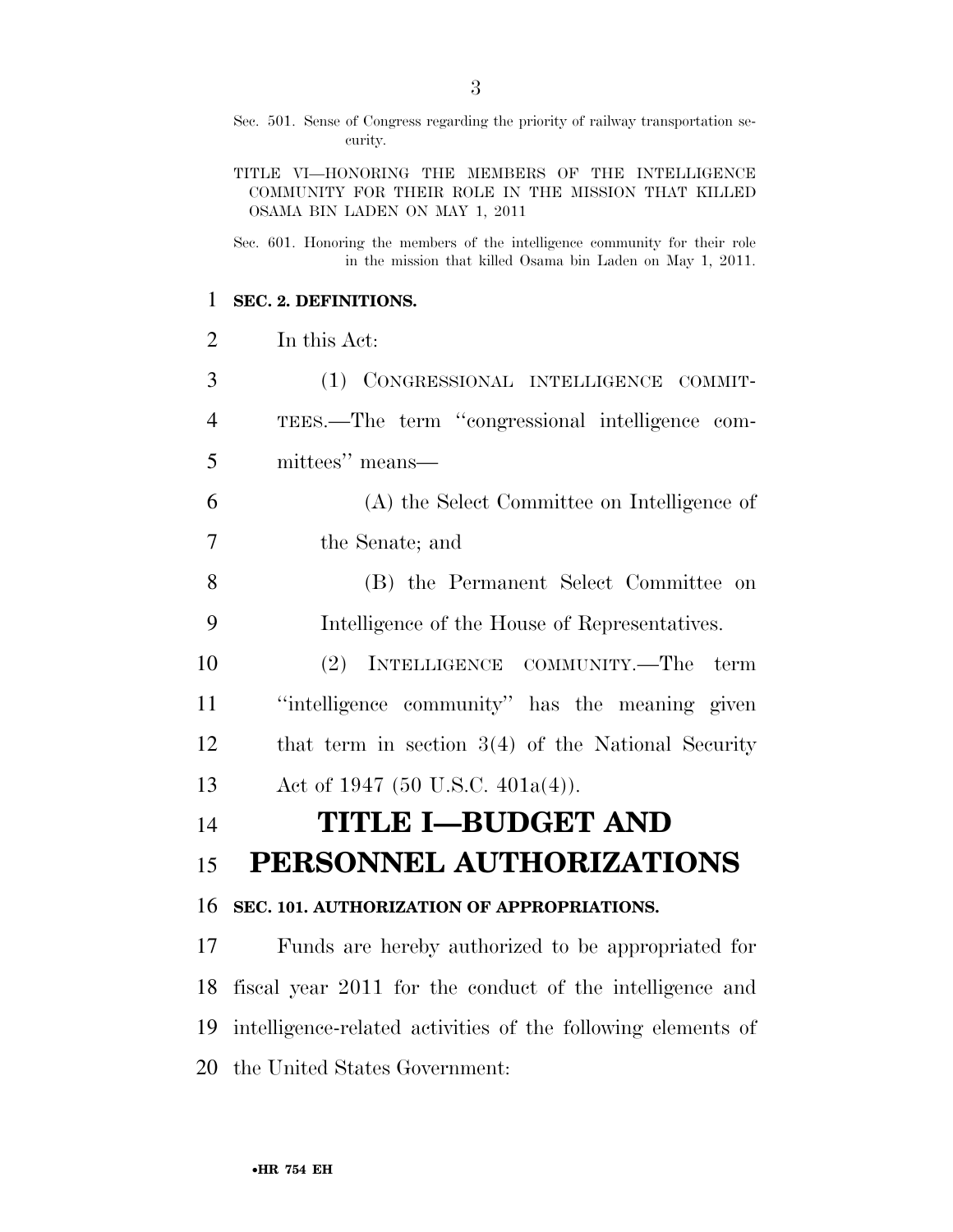Sec. 501. Sense of Congress regarding the priority of railway transportation security.

TITLE VI—HONORING THE MEMBERS OF THE INTELLIGENCE COMMUNITY FOR THEIR ROLE IN THE MISSION THAT KILLED OSAMA BIN LADEN ON MAY 1, 2011

Sec. 601. Honoring the members of the intelligence community for their role in the mission that killed Osama bin Laden on May 1, 2011.

**SEC. 2. DEFINITIONS.**

In this Act:

(1) CONGRESSIONAL INTELLIGENCE COMMITTEES.—The term ''congressional intelligence committees'' means—

(A) the Select Committee on Intelligence of the Senate; and

(B) the Permanent Select Committee on Intelligence of the House of Representatives.

(2) INTELLIGENCE COMMUNITY.—The term ''intelligence community'' has the meaning given that term in section 3(4) of the National Security Act of 1947 (50 U.S.C. 401a(4)).

# TITLE I—BUDGET AND PERSONNEL AUTHORIZATIONS

**SEC. 101. AUTHORIZATION OF APPROPRIATIONS.**

Funds are hereby authorized to be appropriated for fiscal year 2011 for the conduct of the intelligence and intelligence-related activities of the following elements of the United States Government: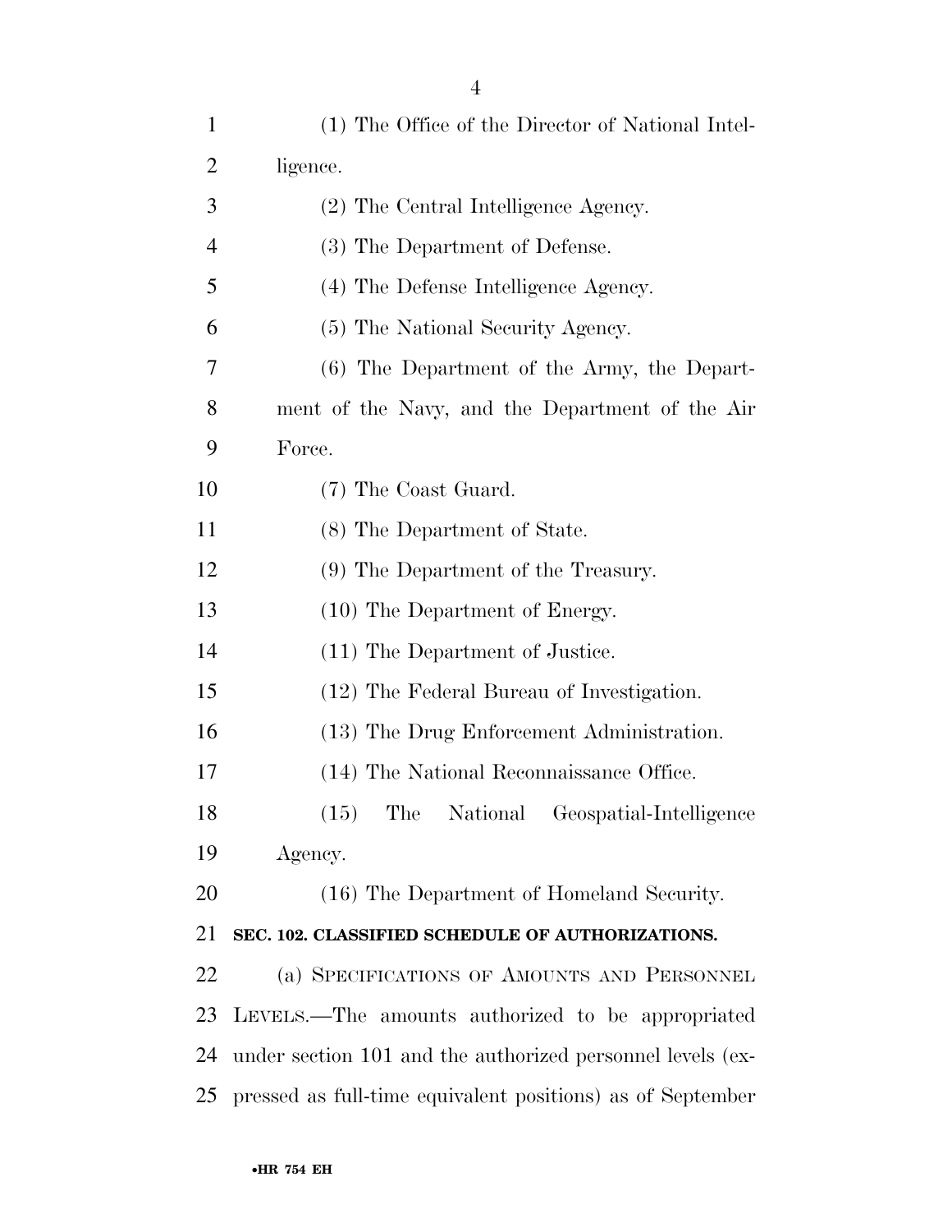(1) The Office of the Director of National Intelligence.

(2) The Central Intelligence Agency.

(3) The Department of Defense.

(4) The Defense Intelligence Agency.

(5) The National Security Agency.

(6) The Department of the Army, the Department of the Navy, and the Department of the Air Force.

(7) The Coast Guard.

(8) The Department of State.

(9) The Department of the Treasury.

(10) The Department of Energy.

(11) The Department of Justice.

(12) The Federal Bureau of Investigation.

(13) The Drug Enforcement Administration.

(14) The National Reconnaissance Office.

(15) The National Geospatial-Intelligence Agency.

(16) The Department of Homeland Security.

**SEC. 102. CLASSIFIED SCHEDULE OF AUTHORIZATIONS.**

(a) SPECIFICATIONS OF AMOUNTS AND PERSONNEL LEVELS.—The amounts authorized to be appropriated under section 101 and the authorized personnel levels (expressed as full-time equivalent positions) as of September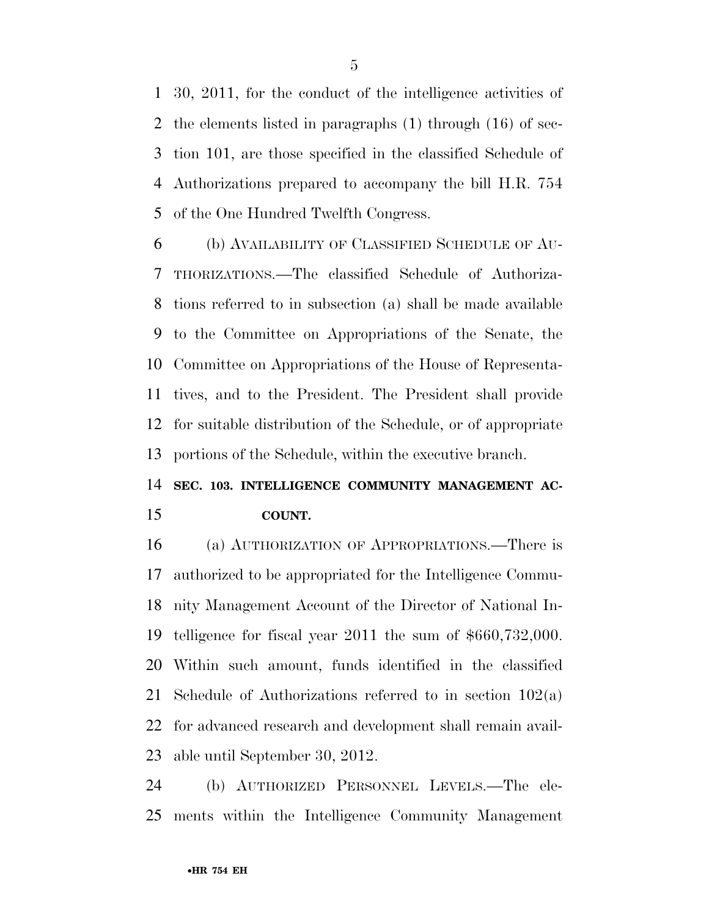30, 2011, for the conduct of the intelligence activities of the elements listed in paragraphs (1) through (16) of section 101, are those specified in the classified Schedule of Authorizations prepared to accompany the bill H.R. 754 of the One Hundred Twelfth Congress.

(b) AVAILABILITY OF CLASSIFIED SCHEDULE OF AUTHORIZATIONS.—The classified Schedule of Authorizations referred to in subsection (a) shall be made available to the Committee on Appropriations of the Senate, the Committee on Appropriations of the House of Representatives, and to the President. The President shall provide for suitable distribution of the Schedule, or of appropriate portions of the Schedule, within the executive branch.

## SEC. 103. INTELLIGENCE COMMUNITY MANAGEMENT ACCOUNT.

(a) AUTHORIZATION OF APPROPRIATIONS.—There is authorized to be appropriated for the Intelligence Community Management Account of the Director of National Intelligence for fiscal year 2011 the sum of $660,732,000. Within such amount, funds identified in the classified Schedule of Authorizations referred to in section 102(a) for advanced research and development shall remain available until September 30, 2012.

(b) AUTHORIZED PERSONNEL LEVELS.—The elements within the Intelligence Community Management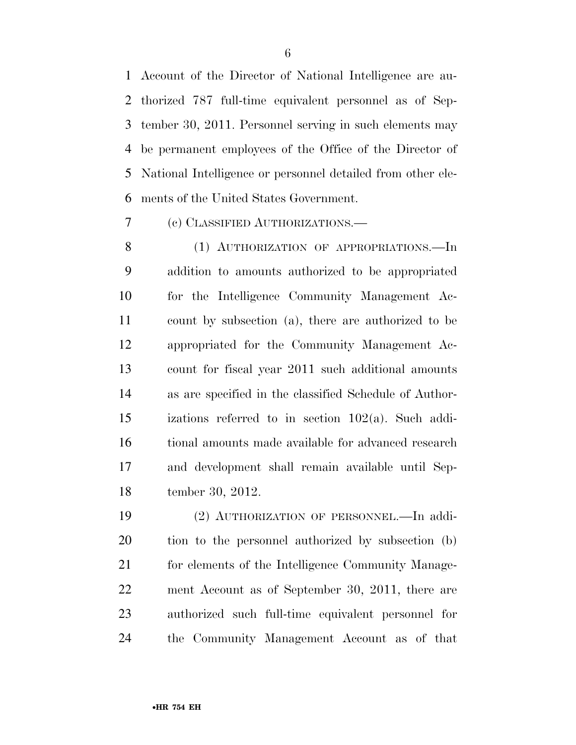Account of the Director of National Intelligence are authorized 787 full-time equivalent personnel as of September 30, 2011. Personnel serving in such elements may be permanent employees of the Office of the Director of National Intelligence or personnel detailed from other elements of the United States Government.

(c) CLASSIFIED AUTHORIZATIONS.—

(1) AUTHORIZATION OF APPROPRIATIONS.—In addition to amounts authorized to be appropriated for the Intelligence Community Management Account by subsection (a), there are authorized to be appropriated for the Community Management Account for fiscal year 2011 such additional amounts as are specified in the classified Schedule of Authorizations referred to in section 102(a). Such additional amounts made available for advanced research and development shall remain available until September 30, 2012.

(2) AUTHORIZATION OF PERSONNEL.—In addition to the personnel authorized by subsection (b) for elements of the Intelligence Community Management Account as of September 30, 2011, there are authorized such full-time equivalent personnel for the Community Management Account as of that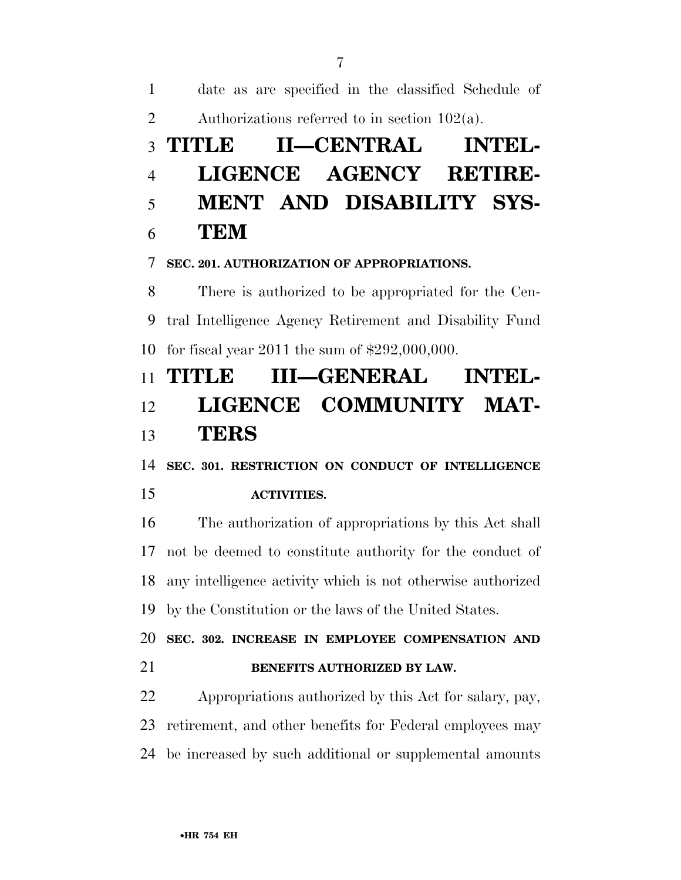date as are specified in the classified Schedule of Authorizations referred to in section 102(a).

# TITLE II—CENTRAL INTELLIGENCE AGENCY RETIREMENT AND DISABILITY SYSTEM

### SEC. 201. AUTHORIZATION OF APPROPRIATIONS.

There is authorized to be appropriated for the Central Intelligence Agency Retirement and Disability Fund for fiscal year 2011 the sum of $292,000,000.

# TITLE III—GENERAL INTELLIGENCE COMMUNITY MATTERS

### SEC. 301. RESTRICTION ON CONDUCT OF INTELLIGENCE ACTIVITIES.

The authorization of appropriations by this Act shall not be deemed to constitute authority for the conduct of any intelligence activity which is not otherwise authorized by the Constitution or the laws of the United States.

### SEC. 302. INCREASE IN EMPLOYEE COMPENSATION AND BENEFITS AUTHORIZED BY LAW.

Appropriations authorized by this Act for salary, pay, retirement, and other benefits for Federal employees may be increased by such additional or supplemental amounts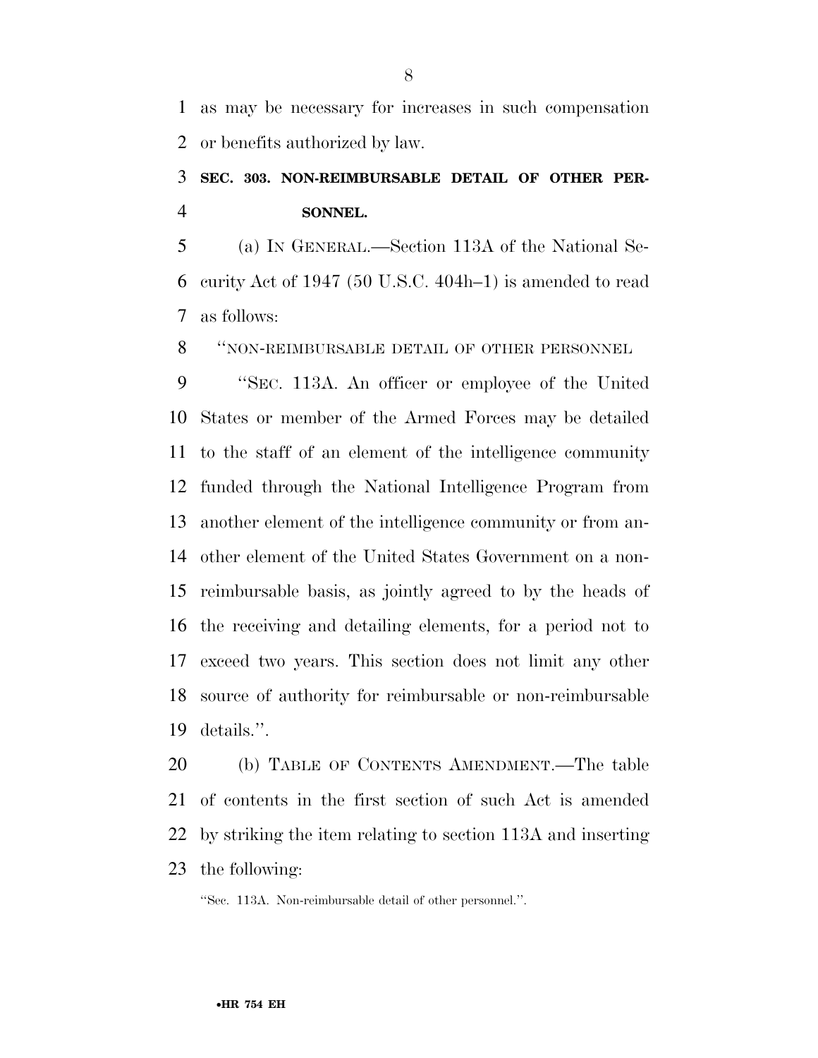as may be necessary for increases in such compensation or benefits authorized by law.

### SEC. 303. NON-REIMBURSABLE DETAIL OF OTHER PERSONNEL.

(a) IN GENERAL.—Section 113A of the National Security Act of 1947 (50 U.S.C. 404h–1) is amended to read as follows:

''NON-REIMBURSABLE DETAIL OF OTHER PERSONNEL

''SEC. 113A. An officer or employee of the United States or member of the Armed Forces may be detailed to the staff of an element of the intelligence community funded through the National Intelligence Program from another element of the intelligence community or from another element of the United States Government on a non-reimbursable basis, as jointly agreed to by the heads of the receiving and detailing elements, for a period not to exceed two years. This section does not limit any other source of authority for reimbursable or non-reimbursable details.''.

(b) TABLE OF CONTENTS AMENDMENT.—The table of contents in the first section of such Act is amended by striking the item relating to section 113A and inserting the following:

''Sec. 113A. Non-reimbursable detail of other personnel.''.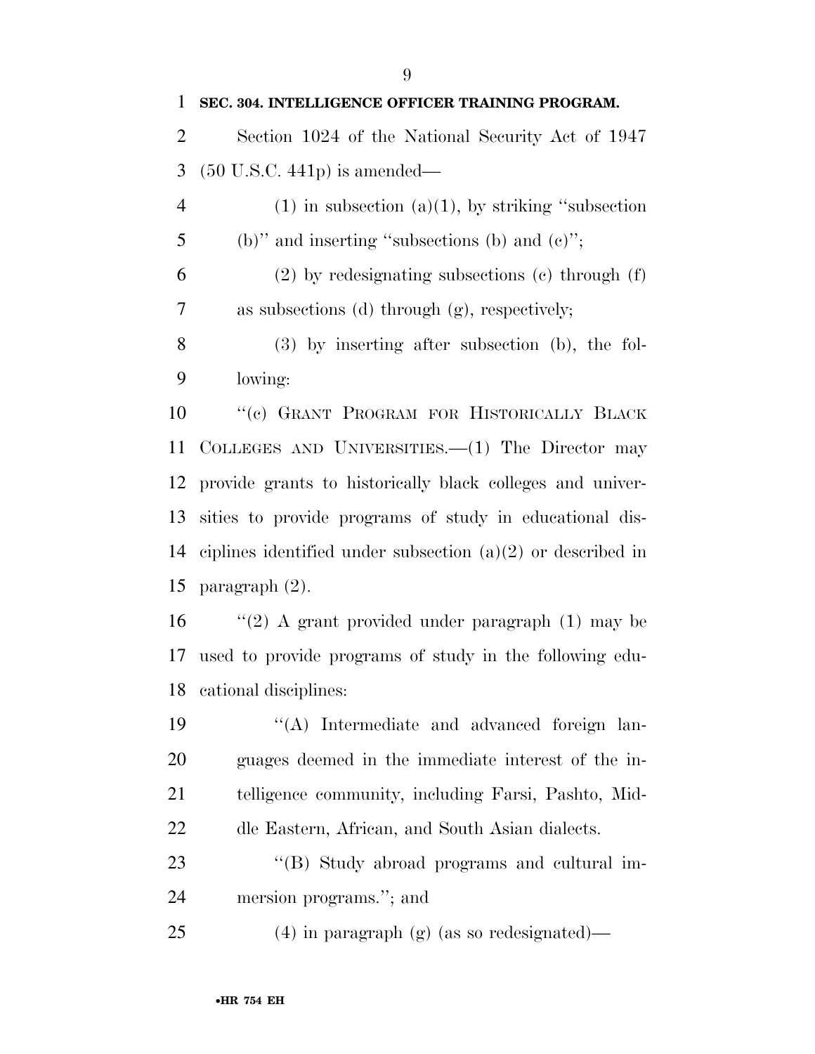**SEC. 304. INTELLIGENCE OFFICER TRAINING PROGRAM.**

Section 1024 of the National Security Act of 1947 (50 U.S.C. 441p) is amended—

(1) in subsection (a)(1), by striking ''subsection (b)'' and inserting ''subsections (b) and (c)'';

(2) by redesignating subsections (c) through (f) as subsections (d) through (g), respectively;

(3) by inserting after subsection (b), the following:

''(c) GRANT PROGRAM FOR HISTORICALLY BLACK COLLEGES AND UNIVERSITIES.—(1) The Director may provide grants to historically black colleges and universities to provide programs of study in educational disciplines identified under subsection (a)(2) or described in paragraph (2).

''(2) A grant provided under paragraph (1) may be used to provide programs of study in the following educational disciplines:

''(A) Intermediate and advanced foreign languages deemed in the immediate interest of the intelligence community, including Farsi, Pashto, Middle Eastern, African, and South Asian dialects.

''(B) Study abroad programs and cultural immersion programs.''; and

(4) in paragraph (g) (as so redesignated)—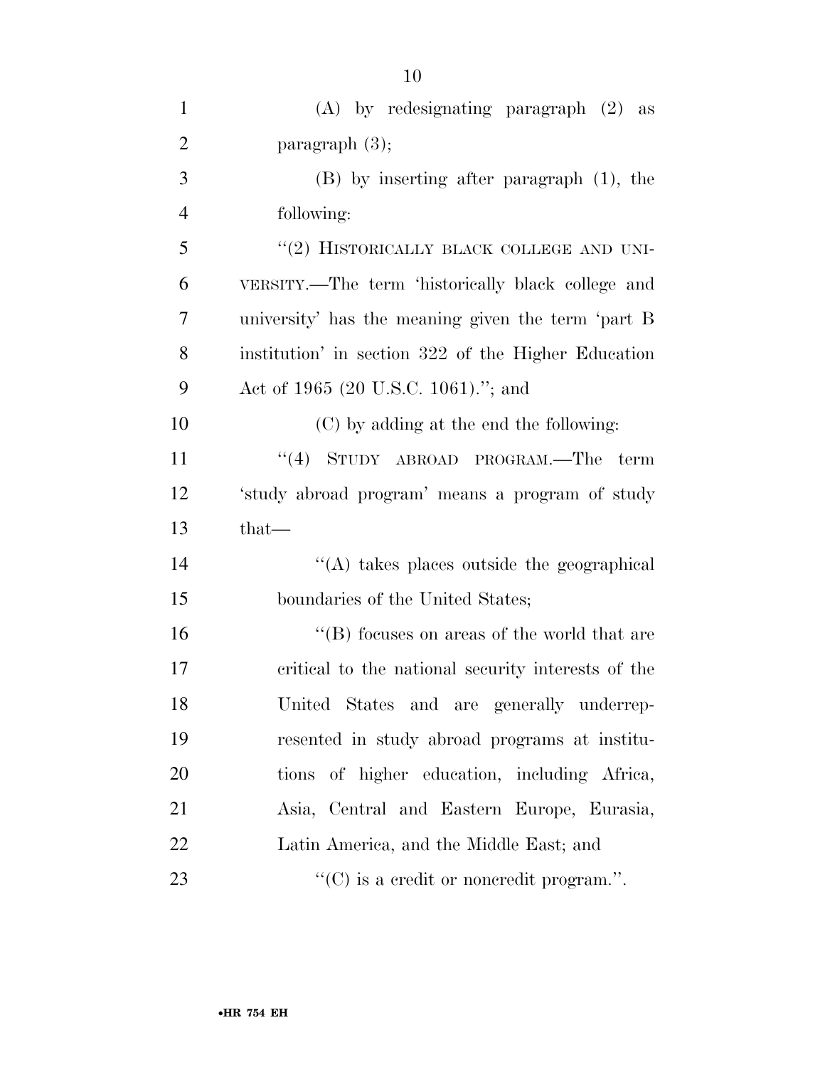(A) by redesignating paragraph (2) as paragraph (3);

(B) by inserting after paragraph (1), the following:

"(2) HISTORICALLY BLACK COLLEGE AND UNIVERSITY.—The term 'historically black college and university' has the meaning given the term 'part B institution' in section 322 of the Higher Education Act of 1965 (20 U.S.C. 1061)."; and

(C) by adding at the end the following:

"(4) STUDY ABROAD PROGRAM.—The term 'study abroad program' means a program of study that—

"(A) takes places outside the geographical boundaries of the United States;

"(B) focuses on areas of the world that are critical to the national security interests of the United States and are generally underrepresented in study abroad programs at institutions of higher education, including Africa, Asia, Central and Eastern Europe, Eurasia, Latin America, and the Middle East; and

"(C) is a credit or noncredit program.".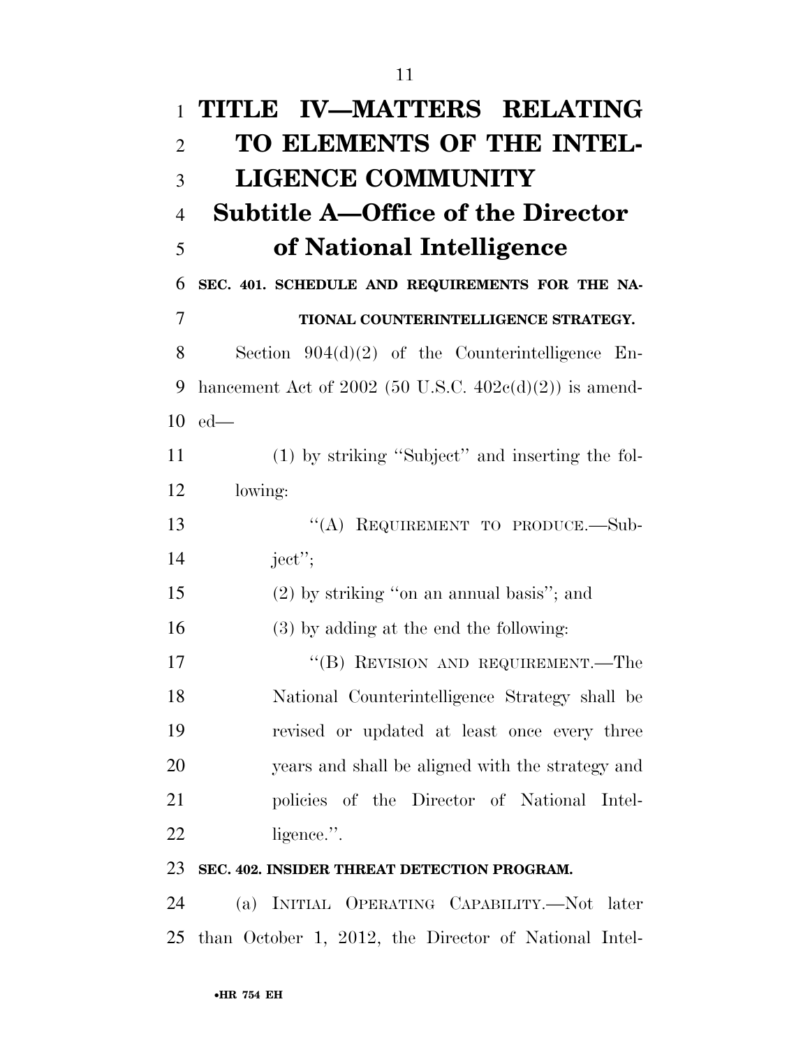# TITLE IV—MATTERS RELATING TO ELEMENTS OF THE INTELLIGENCE COMMUNITY

## Subtitle A—Office of the Director of National Intelligence

### SEC. 401. SCHEDULE AND REQUIREMENTS FOR THE NATIONAL COUNTERINTELLIGENCE STRATEGY.

Section 904(d)(2) of the Counterintelligence Enhancement Act of 2002 (50 U.S.C. 402c(d)(2)) is amended—

(1) by striking ''Subject'' and inserting the following:

''(A) REQUIREMENT TO PRODUCE.—Subject'';

(2) by striking ''on an annual basis''; and

(3) by adding at the end the following:

''(B) REVISION AND REQUIREMENT.—The National Counterintelligence Strategy shall be revised or updated at least once every three years and shall be aligned with the strategy and policies of the Director of National Intelligence.''.

### SEC. 402. INSIDER THREAT DETECTION PROGRAM.

(a) INITIAL OPERATING CAPABILITY.—Not later than October 1, 2012, the Director of National Intel-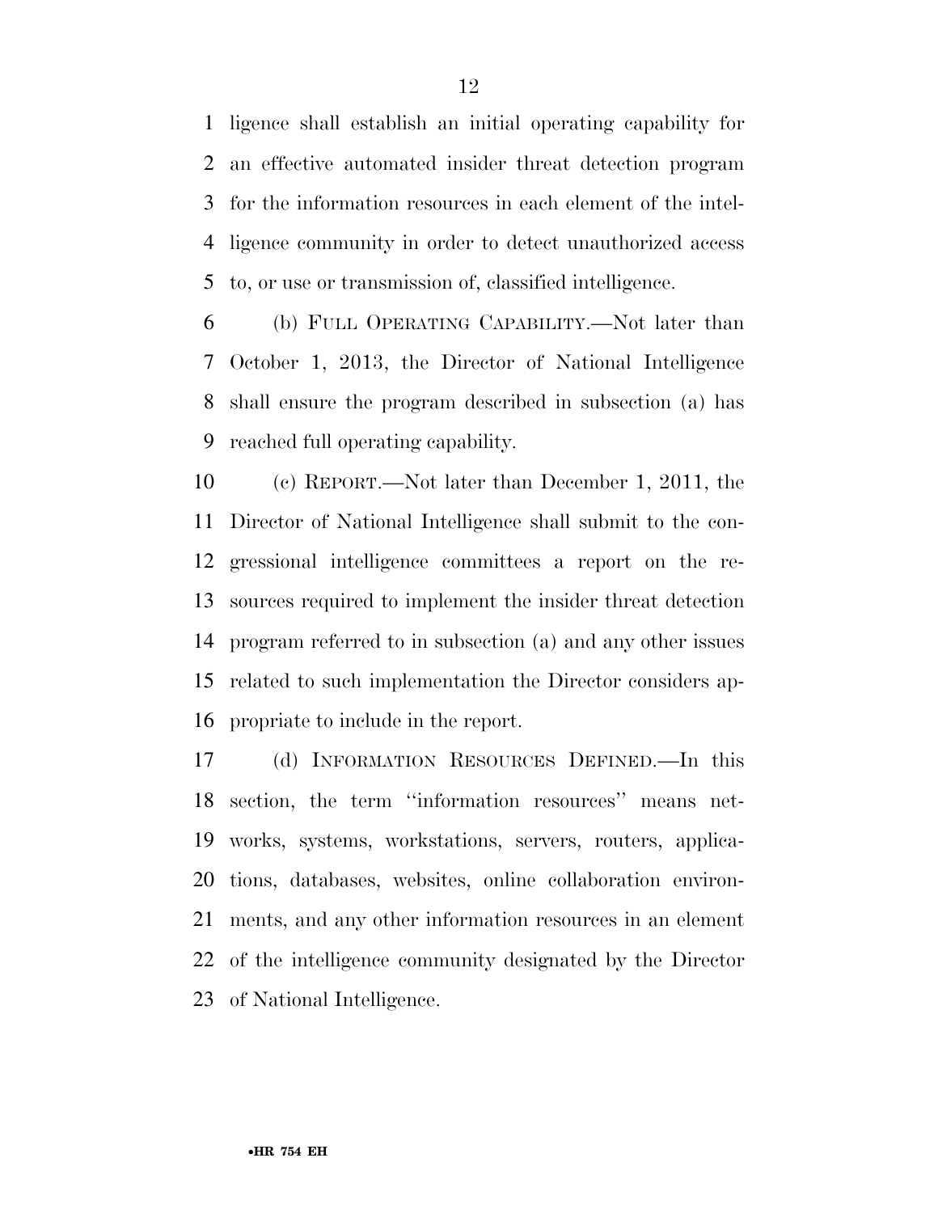ligence shall establish an initial operating capability for an effective automated insider threat detection program for the information resources in each element of the intelligence community in order to detect unauthorized access to, or use or transmission of, classified intelligence.

(b) FULL OPERATING CAPABILITY.—Not later than October 1, 2013, the Director of National Intelligence shall ensure the program described in subsection (a) has reached full operating capability.

(c) REPORT.—Not later than December 1, 2011, the Director of National Intelligence shall submit to the congressional intelligence committees a report on the resources required to implement the insider threat detection program referred to in subsection (a) and any other issues related to such implementation the Director considers appropriate to include in the report.

(d) INFORMATION RESOURCES DEFINED.—In this section, the term ''information resources'' means networks, systems, workstations, servers, routers, applications, databases, websites, online collaboration environments, and any other information resources in an element of the intelligence community designated by the Director of National Intelligence.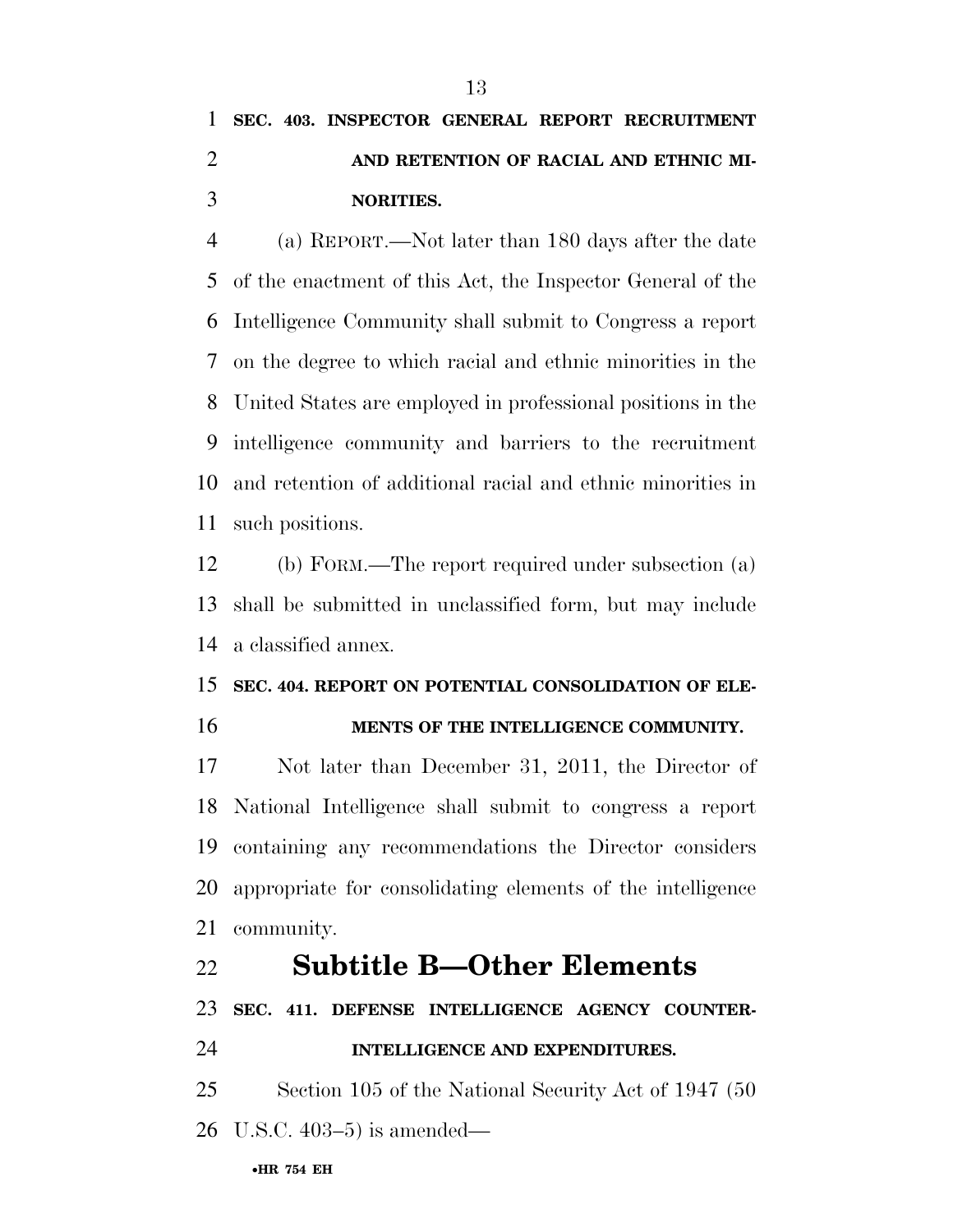**SEC. 403. INSPECTOR GENERAL REPORT RECRUITMENT AND RETENTION OF RACIAL AND ETHNIC MINORITIES.**

(a) REPORT.—Not later than 180 days after the date of the enactment of this Act, the Inspector General of the Intelligence Community shall submit to Congress a report on the degree to which racial and ethnic minorities in the United States are employed in professional positions in the intelligence community and barriers to the recruitment and retention of additional racial and ethnic minorities in such positions.

(b) FORM.—The report required under subsection (a) shall be submitted in unclassified form, but may include a classified annex.

**SEC. 404. REPORT ON POTENTIAL CONSOLIDATION OF ELEMENTS OF THE INTELLIGENCE COMMUNITY.**

Not later than December 31, 2011, the Director of National Intelligence shall submit to congress a report containing any recommendations the Director considers appropriate for consolidating elements of the intelligence community.

## Subtitle B—Other Elements

**SEC. 411. DEFENSE INTELLIGENCE AGENCY COUNTERINTELLIGENCE AND EXPENDITURES.**

Section 105 of the National Security Act of 1947 (50 U.S.C. 403–5) is amended—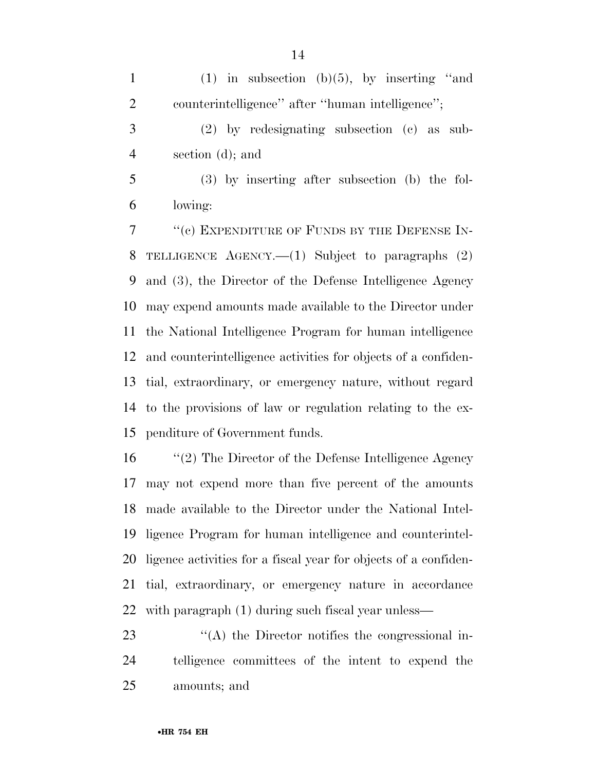(1) in subsection (b)(5), by inserting ''and counterintelligence'' after ''human intelligence'';

(2) by redesignating subsection (c) as subsection (d); and

(3) by inserting after subsection (b) the following:

''(c) EXPENDITURE OF FUNDS BY THE DEFENSE INTELLIGENCE AGENCY.—(1) Subject to paragraphs (2) and (3), the Director of the Defense Intelligence Agency may expend amounts made available to the Director under the National Intelligence Program for human intelligence and counterintelligence activities for objects of a confidential, extraordinary, or emergency nature, without regard to the provisions of law or regulation relating to the expenditure of Government funds.

''(2) The Director of the Defense Intelligence Agency may not expend more than five percent of the amounts made available to the Director under the National Intelligence Program for human intelligence and counterintelligence activities for a fiscal year for objects of a confidential, extraordinary, or emergency nature in accordance with paragraph (1) during such fiscal year unless—

''(A) the Director notifies the congressional intelligence committees of the intent to expend the amounts; and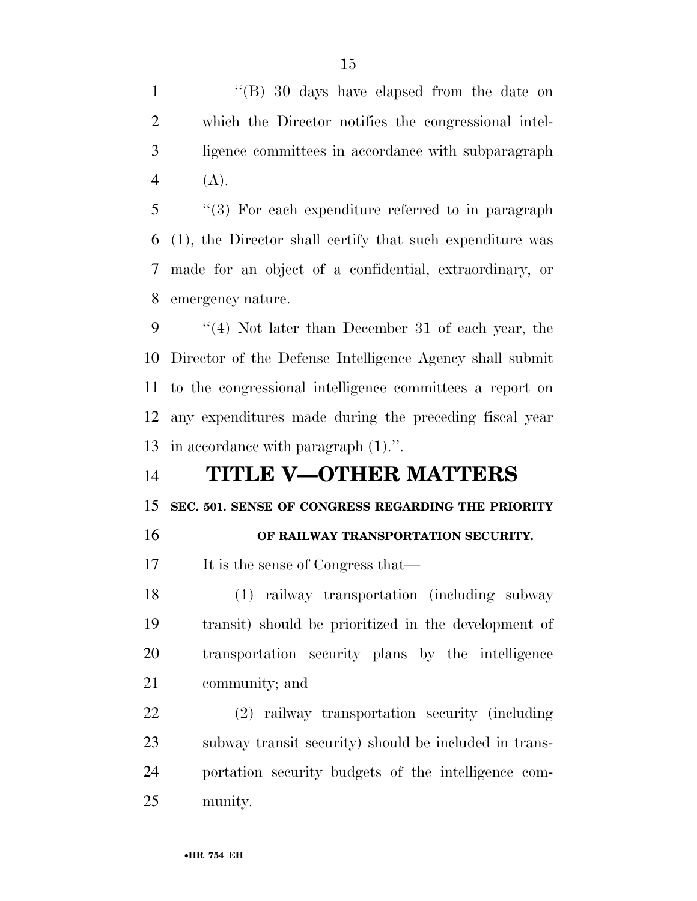"(B) 30 days have elapsed from the date on which the Director notifies the congressional intelligence committees in accordance with subparagraph (A).

"(3) For each expenditure referred to in paragraph (1), the Director shall certify that such expenditure was made for an object of a confidential, extraordinary, or emergency nature.

"(4) Not later than December 31 of each year, the Director of the Defense Intelligence Agency shall submit to the congressional intelligence committees a report on any expenditures made during the preceding fiscal year in accordance with paragraph (1).".

# TITLE V—OTHER MATTERS

## SEC. 501. SENSE OF CONGRESS REGARDING THE PRIORITY OF RAILWAY TRANSPORTATION SECURITY.

It is the sense of Congress that—

(1) railway transportation (including subway transit) should be prioritized in the development of transportation security plans by the intelligence community; and

(2) railway transportation security (including subway transit security) should be included in transportation security budgets of the intelligence community.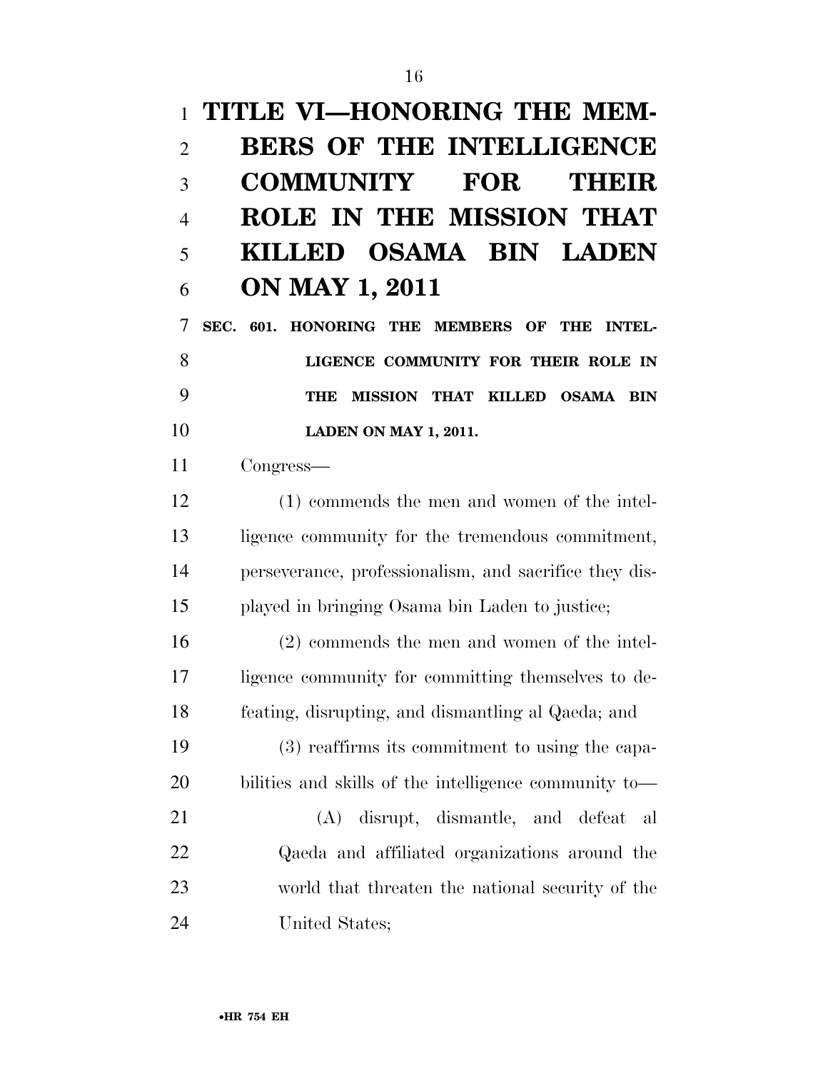# TITLE VI—HONORING THE MEMBERS OF THE INTELLIGENCE COMMUNITY FOR THEIR ROLE IN THE MISSION THAT KILLED OSAMA BIN LADEN ON MAY 1, 2011

## SEC. 601. HONORING THE MEMBERS OF THE INTELLIGENCE COMMUNITY FOR THEIR ROLE IN THE MISSION THAT KILLED OSAMA BIN LADEN ON MAY 1, 2011.

Congress—

(1) commends the men and women of the intelligence community for the tremendous commitment, perseverance, professionalism, and sacrifice they displayed in bringing Osama bin Laden to justice;

(2) commends the men and women of the intelligence community for committing themselves to defeating, disrupting, and dismantling al Qaeda; and

(3) reaffirms its commitment to using the capabilities and skills of the intelligence community to—

(A) disrupt, dismantle, and defeat al Qaeda and affiliated organizations around the world that threaten the national security of the United States;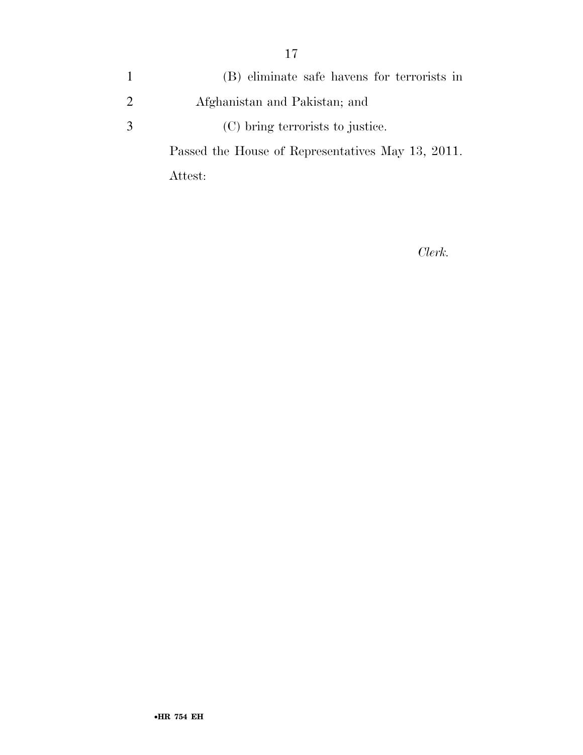(B) eliminate safe havens for terrorists in Afghanistan and Pakistan; and

(C) bring terrorists to justice.

Passed the House of Representatives May 13, 2011.

Attest:

*Clerk.*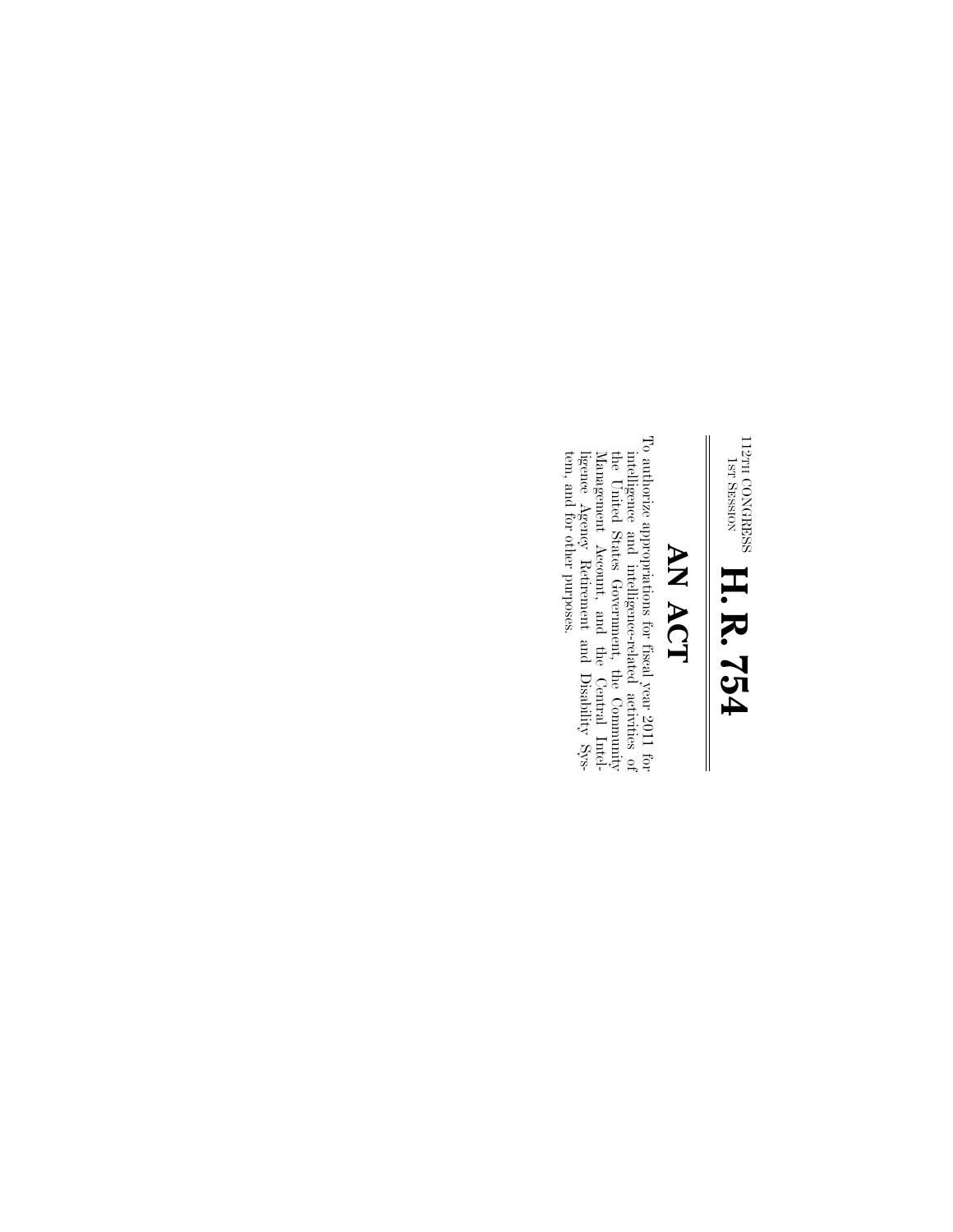112TH CONGRESS
1ST SESSION

# H. R. 754

---

# AN ACT

To authorize appropriations for fiscal year 2011 for intelligence and intelligence-related activities of the United States Government, the Community Management Account, and the Central Intelligence Agency Retirement and Disability System, and for other purposes.